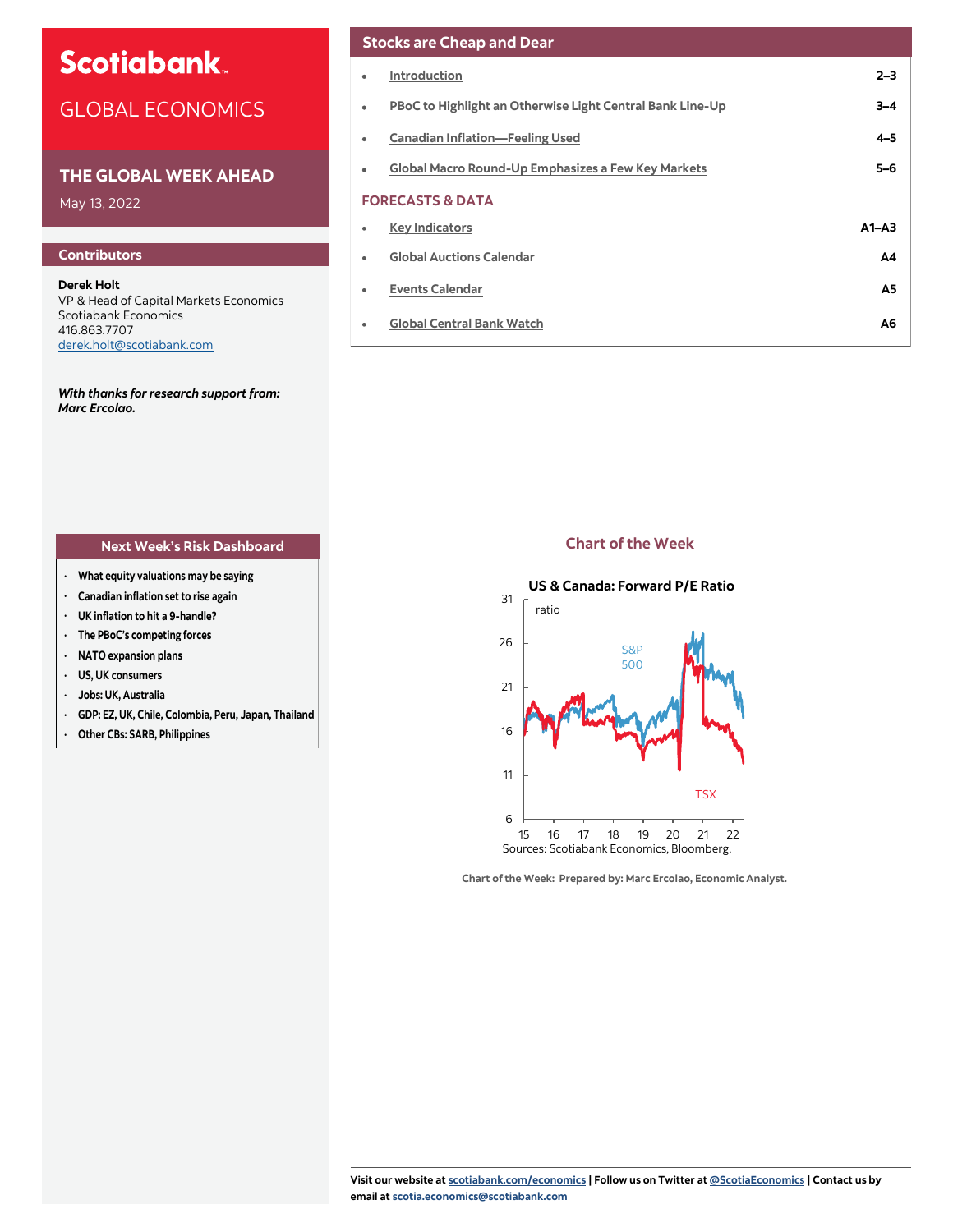# Scotiabank

## GLOBAL ECONOMICS

## THE GLOBAL WEEK AHEAD

May 13, 2022

### Contributors

**Derek Holt**
VP & Head of Capital Markets Economics
Scotiabank Economics
416.863.7707
derek.holt@scotiabank.com

***With thanks for research support from: Marc Ercolao.***

### Next Week's Risk Dashboard

- **What equity valuations may be saying**
- **Canadian inflation set to rise again**
- **UK inflation to hit a 9-handle?**
- **The PBoC's competing forces**
- **NATO expansion plans**
- **US, UK consumers**
- **Jobs: UK, Australia**
- **GDP: EZ, UK, Chile, Colombia, Peru, Japan, Thailand**
- **Other CBs: SARB, Philippines**

## Stocks are Cheap and Dear

- **Introduction** 2–3
- **PBoC to Highlight an Otherwise Light Central Bank Line-Up** 3–4
- **Canadian Inflation—Feeling Used** 4–5
- **Global Macro Round-Up Emphasizes a Few Key Markets** 5–6

### FORECASTS & DATA

- **Key Indicators** A1–A3
- **Global Auctions Calendar** A4
- **Events Calendar** A5
- **Global Central Bank Watch** A6

### Chart of the Week

US & Canada: Forward P/E Ratio

ratio

31
26
21
16
11
6

S&P 500

TSX

15 16 17 18 19 20 21 22

Sources: Scotiabank Economics, Bloomberg.

Chart of the Week: Prepared by: Marc Ercolao, Economic Analyst.

Visit our website at scotiabank.com/economics | Follow us on Twitter at @ScotiaEconomics | Contact us by email at scotia.economics@scotiabank.com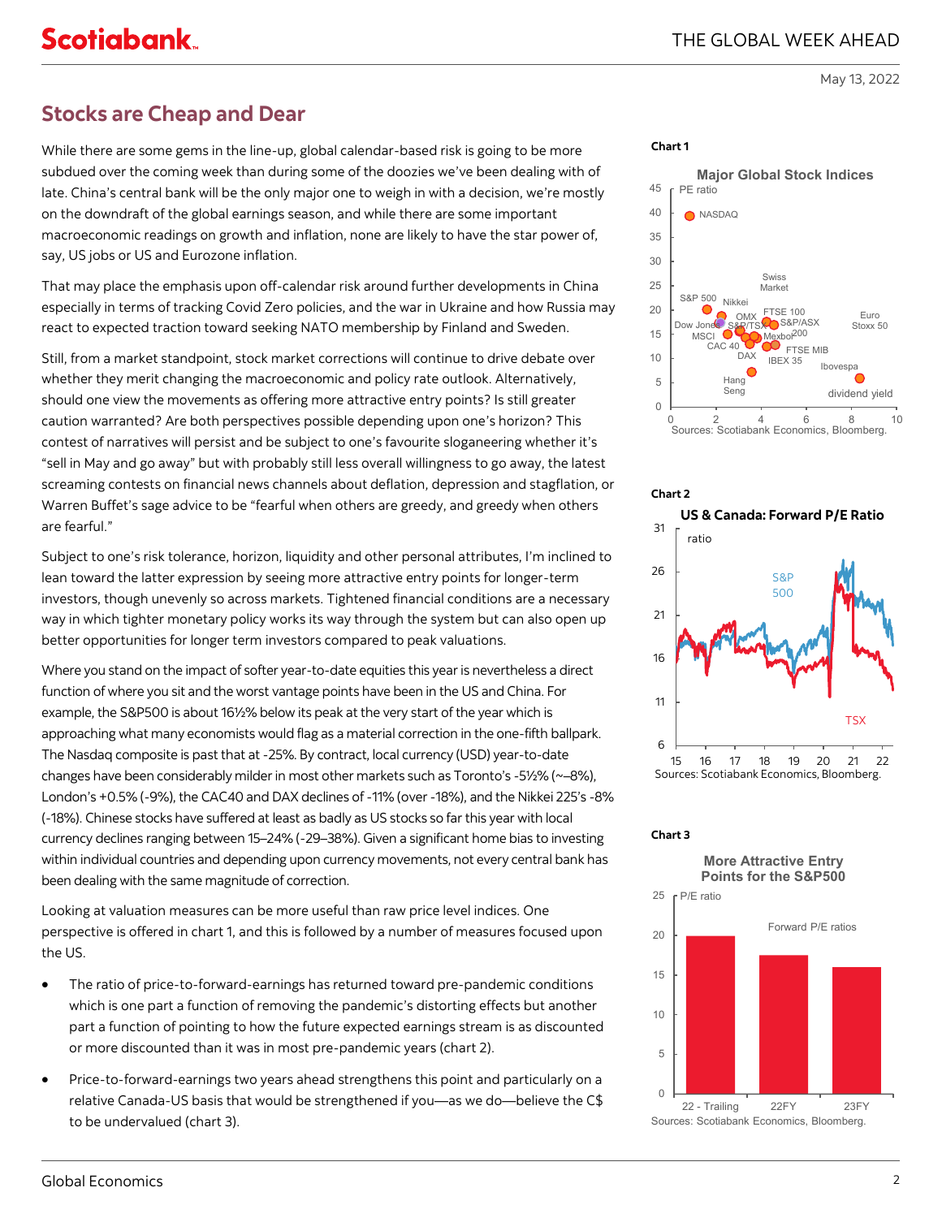## Stocks are Cheap and Dear

While there are some gems in the line-up, global calendar-based risk is going to be more subdued over the coming week than during some of the doozies we've been dealing with of late. China's central bank will be the only major one to weigh in with a decision, we're mostly on the downdraft of the global earnings season, and while there are some important macroeconomic readings on growth and inflation, none are likely to have the star power of, say, US jobs or US and Eurozone inflation.

That may place the emphasis upon off-calendar risk around further developments in China especially in terms of tracking Covid Zero policies, and the war in Ukraine and how Russia may react to expected traction toward seeking NATO membership by Finland and Sweden.

Still, from a market standpoint, stock market corrections will continue to drive debate over whether they merit changing the macroeconomic and policy rate outlook. Alternatively, should one view the movements as offering more attractive entry points? Is still greater caution warranted? Are both perspectives possible depending upon one's horizon? This contest of narratives will persist and be subject to one's favourite sloganeering whether it's "sell in May and go away" but with probably still less overall willingness to go away, the latest screaming contests on financial news channels about deflation, depression and stagflation, or Warren Buffet's sage advice to be "fearful when others are greedy, and greedy when others are fearful."

Subject to one's risk tolerance, horizon, liquidity and other personal attributes, I'm inclined to lean toward the latter expression by seeing more attractive entry points for longer-term investors, though unevenly so across markets. Tightened financial conditions are a necessary way in which tighter monetary policy works its way through the system but can also open up better opportunities for longer term investors compared to peak valuations.

Where you stand on the impact of softer year-to-date equities this year is nevertheless a direct function of where you sit and the worst vantage points have been in the US and China. For example, the S&P500 is about 16½% below its peak at the very start of the year which is approaching what many economists would flag as a material correction in the one-fifth ballpark. The Nasdaq composite is past that at -25%. By contract, local currency (USD) year-to-date changes have been considerably milder in most other markets such as Toronto's -5½% (~–8%), London's +0.5% (-9%), the CAC40 and DAX declines of -11% (over -18%), and the Nikkei 225's -8% (-18%). Chinese stocks have suffered at least as badly as US stocks so far this year with local currency declines ranging between 15–24% (-29–38%). Given a significant home bias to investing within individual countries and depending upon currency movements, not every central bank has been dealing with the same magnitude of correction.

Looking at valuation measures can be more useful than raw price level indices. One perspective is offered in chart 1, and this is followed by a number of measures focused upon the US.

- The ratio of price-to-forward-earnings has returned toward pre-pandemic conditions which is one part a function of removing the pandemic's distorting effects but another part a function of pointing to how the future expected earnings stream is as discounted or more discounted than it was in most pre-pandemic years (chart 2).
- Price-to-forward-earnings two years ahead strengthens this point and particularly on a relative Canada-US basis that would be strengthened if you—as we do—believe the C$ to be undervalued (chart 3).

**Chart 1**

Major Global Stock Indices

PE ratio

NASDAQ, S&P 500, Nikkei, Swiss Market, FTSE 100, OMX, S&P/TSX, S&P/ASX 200, Dow Jones, MSCI, Mexbol, CAC 40, DAX, FTSE MIB, IBEX 35, Euro Stoxx 50, Ibovespa, Hang Seng

dividend yield

Sources: Scotiabank Economics, Bloomberg.

**Chart 2**

US & Canada: Forward P/E Ratio

ratio

S&P 500

TSX

Sources: Scotiabank Economics, Bloomberg.

**Chart 3**

More Attractive Entry Points for the S&P500

P/E ratio

Forward P/E ratios

22 - Trailing, 22FY, 23FY

Sources: Scotiabank Economics, Bloomberg.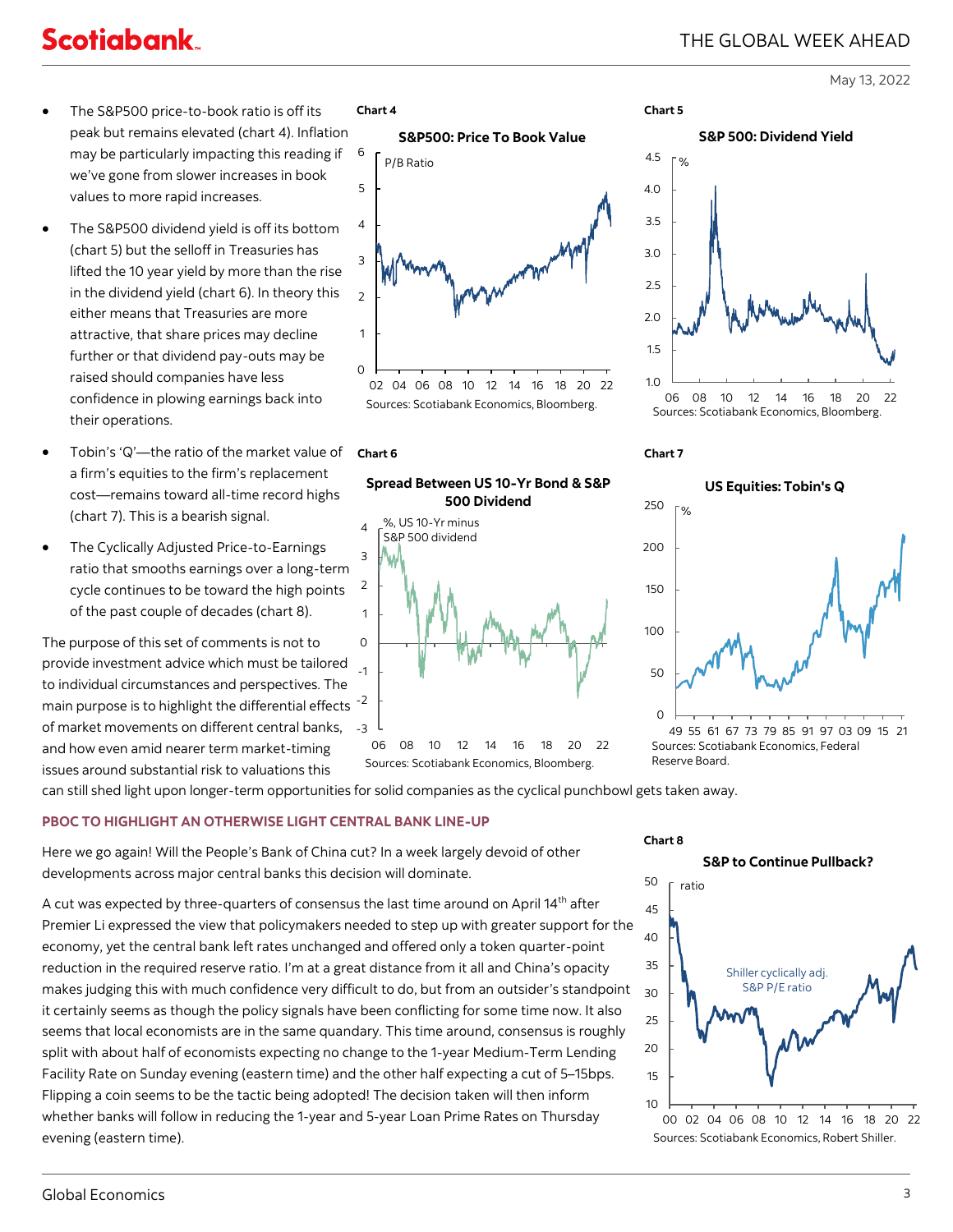- The S&P500 price-to-book ratio is off its peak but remains elevated (chart 4). Inflation may be particularly impacting this reading if we've gone from slower increases in book values to more rapid increases.
- The S&P500 dividend yield is off its bottom (chart 5) but the selloff in Treasuries has lifted the 10 year yield by more than the rise in the dividend yield (chart 6). In theory this either means that Treasuries are more attractive, that share prices may decline further or that dividend pay-outs may be raised should companies have less confidence in plowing earnings back into their operations.
- Tobin's 'Q'—the ratio of the market value of a firm's equities to the firm's replacement cost—remains toward all-time record highs (chart 7). This is a bearish signal.
- The Cyclically Adjusted Price-to-Earnings ratio that smooths earnings over a long-term cycle continues to be toward the high points of the past couple of decades (chart 8).

The purpose of this set of comments is not to provide investment advice which must be tailored to individual circumstances and perspectives. The main purpose is to highlight the differential effects of market movements on different central banks, and how even amid nearer term market-timing issues around substantial risk to valuations this can still shed light upon longer-term opportunities for solid companies as the cyclical punchbowl gets taken away.

Chart 4: S&P500: Price To Book Value

Sources: Scotiabank Economics, Bloomberg.

Chart 5: S&P 500: Dividend Yield

Sources: Scotiabank Economics, Bloomberg.

Chart 6: Spread Between US 10-Yr Bond & S&P 500 Dividend

Sources: Scotiabank Economics, Bloomberg.

Chart 7: US Equities: Tobin's Q

Sources: Scotiabank Economics, Federal Reserve Board.

## PBOC TO HIGHLIGHT AN OTHERWISE LIGHT CENTRAL BANK LINE-UP

Here we go again! Will the People's Bank of China cut? In a week largely devoid of other developments across major central banks this decision will dominate.

A cut was expected by three-quarters of consensus the last time around on April 14th after Premier Li expressed the view that policymakers needed to step up with greater support for the economy, yet the central bank left rates unchanged and offered only a token quarter-point reduction in the required reserve ratio. I'm at a great distance from it all and China's opacity makes judging this with much confidence very difficult to do, but from an outsider's standpoint it certainly seems as though the policy signals have been conflicting for some time now. It also seems that local economists are in the same quandary. This time around, consensus is roughly split with about half of economists expecting no change to the 1-year Medium-Term Lending Facility Rate on Sunday evening (eastern time) and the other half expecting a cut of 5–15bps. Flipping a coin seems to be the tactic being adopted! The decision taken will then inform whether banks will follow in reducing the 1-year and 5-year Loan Prime Rates on Thursday evening (eastern time).

Chart 8: S&P to Continue Pullback?

Sources: Scotiabank Economics, Robert Shiller.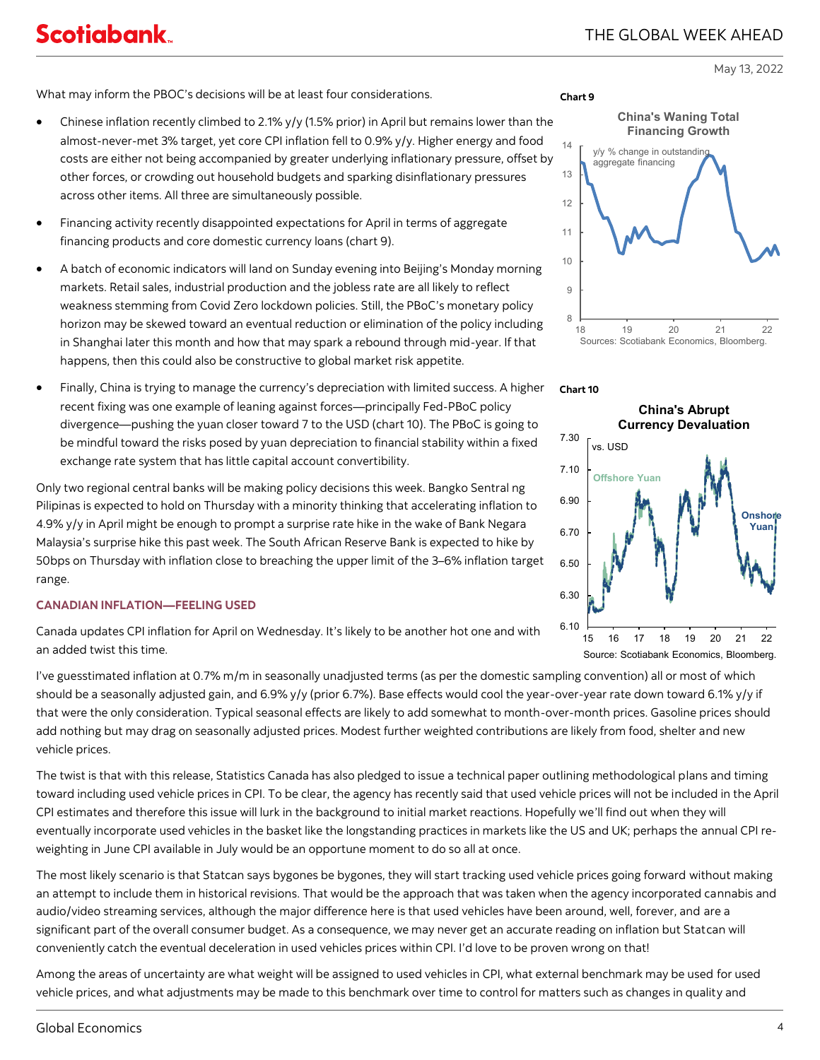What may inform the PBOC's decisions will be at least four considerations.

- Chinese inflation recently climbed to 2.1% y/y (1.5% prior) in April but remains lower than the almost-never-met 3% target, yet core CPI inflation fell to 0.9% y/y. Higher energy and food costs are either not being accompanied by greater underlying inflationary pressure, offset by other forces, or crowding out household budgets and sparking disinflationary pressures across other items. All three are simultaneously possible.
- Financing activity recently disappointed expectations for April in terms of aggregate financing products and core domestic currency loans (chart 9).
- A batch of economic indicators will land on Sunday evening into Beijing's Monday morning markets. Retail sales, industrial production and the jobless rate are all likely to reflect weakness stemming from Covid Zero lockdown policies. Still, the PBoC's monetary policy horizon may be skewed toward an eventual reduction or elimination of the policy including in Shanghai later this month and how that may spark a rebound through mid-year. If that happens, then this could also be constructive to global market risk appetite.
- Finally, China is trying to manage the currency's depreciation with limited success. A higher recent fixing was one example of leaning against forces—principally Fed-PBoC policy divergence—pushing the yuan closer toward 7 to the USD (chart 10). The PBoC is going to be mindful toward the risks posed by yuan depreciation to financial stability within a fixed exchange rate system that has little capital account convertibility.

**Chart 9**

China's Waning Total Financing Growth

y/y % change in outstanding aggregate financing

14, 13, 12, 11, 10, 9, 8

18, 19, 20, 21, 22

Sources: Scotiabank Economics, Bloomberg.

**Chart 10**

China's Abrupt Currency Devaluation

vs. USD

Offshore Yuan

Onshore Yuan

7.30, 7.10, 6.90, 6.70, 6.50, 6.30, 6.10

15, 16, 17, 18, 19, 20, 21, 22

Source: Scotiabank Economics, Bloomberg.

Only two regional central banks will be making policy decisions this week. Bangko Sentral ng Pilipinas is expected to hold on Thursday with a minority thinking that accelerating inflation to 4.9% y/y in April might be enough to prompt a surprise rate hike in the wake of Bank Negara Malaysia's surprise hike this past week. The South African Reserve Bank is expected to hike by 50bps on Thursday with inflation close to breaching the upper limit of the 3–6% inflation target range.

## CANADIAN INFLATION—FEELING USED

Canada updates CPI inflation for April on Wednesday. It's likely to be another hot one and with an added twist this time.

I've guesstimated inflation at 0.7% m/m in seasonally unadjusted terms (as per the domestic sampling convention) all or most of which should be a seasonally adjusted gain, and 6.9% y/y (prior 6.7%). Base effects would cool the year-over-year rate down toward 6.1% y/y if that were the only consideration. Typical seasonal effects are likely to add somewhat to month-over-month prices. Gasoline prices should add nothing but may drag on seasonally adjusted prices. Modest further weighted contributions are likely from food, shelter and new vehicle prices.

The twist is that with this release, Statistics Canada has also pledged to issue a technical paper outlining methodological plans and timing toward including used vehicle prices in CPI. To be clear, the agency has recently said that used vehicle prices will not be included in the April CPI estimates and therefore this issue will lurk in the background to initial market reactions. Hopefully we'll find out when they will eventually incorporate used vehicles in the basket like the longstanding practices in markets like the US and UK; perhaps the annual CPI re-weighting in June CPI available in July would be an opportune moment to do so all at once.

The most likely scenario is that Statcan says bygones be bygones, they will start tracking used vehicle prices going forward without making an attempt to include them in historical revisions. That would be the approach that was taken when the agency incorporated cannabis and audio/video streaming services, although the major difference here is that used vehicles have been around, well, forever, and are a significant part of the overall consumer budget. As a consequence, we may never get an accurate reading on inflation but Statcan will conveniently catch the eventual deceleration in used vehicles prices within CPI. I'd love to be proven wrong on that!

Among the areas of uncertainty are what weight will be assigned to used vehicles in CPI, what external benchmark may be used for used vehicle prices, and what adjustments may be made to this benchmark over time to control for matters such as changes in quality and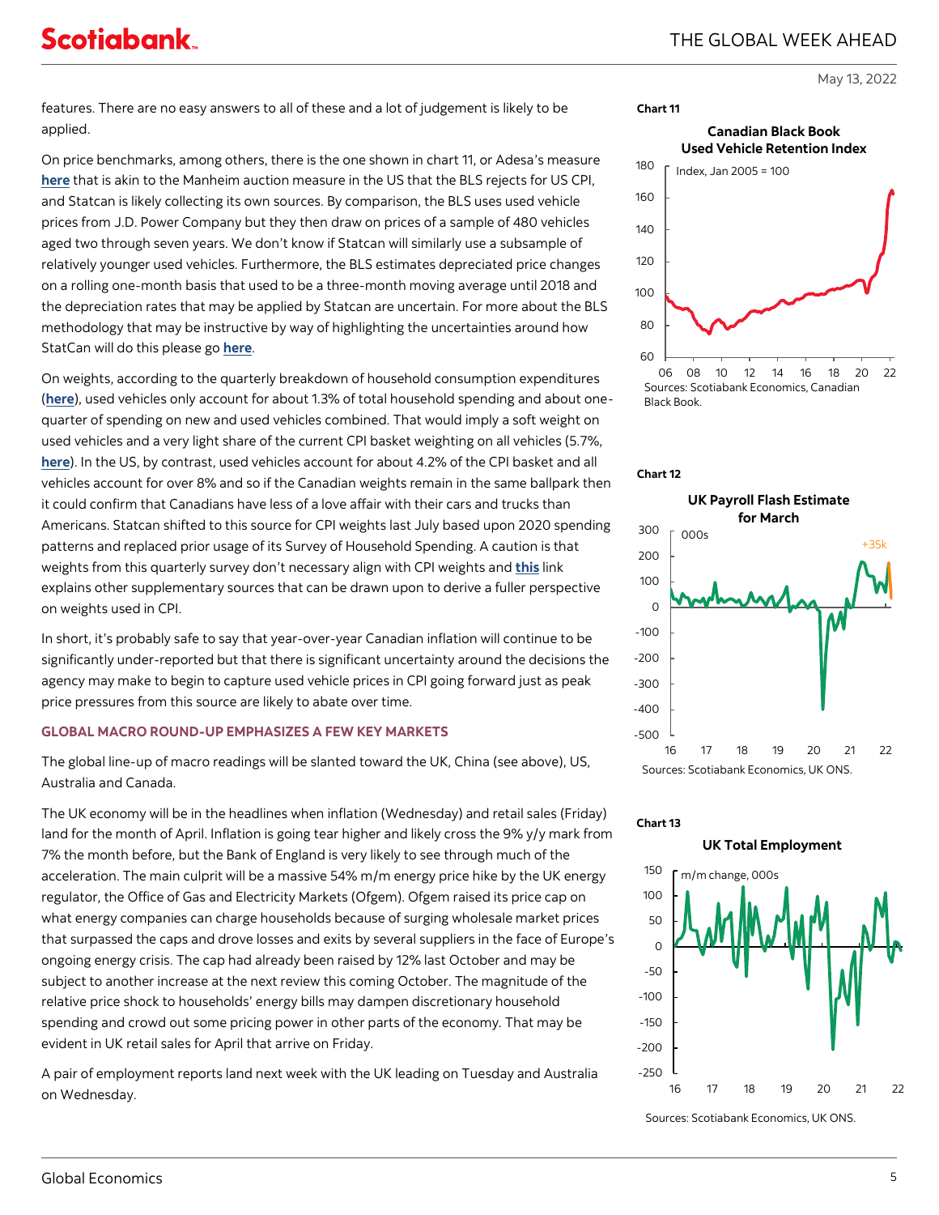features. There are no easy answers to all of these and a lot of judgement is likely to be applied.

On price benchmarks, among others, there is the one shown in chart 11, or Adesa's measure **here** that is akin to the Manheim auction measure in the US that the BLS rejects for US CPI, and Statcan is likely collecting its own sources. By comparison, the BLS uses used vehicle prices from J.D. Power Company but they then draw on prices of a sample of 480 vehicles aged two through seven years. We don't know if Statcan will similarly use a subsample of relatively younger used vehicles. Furthermore, the BLS estimates depreciated price changes on a rolling one-month basis that used to be a three-month moving average until 2018 and the depreciation rates that may be applied by Statcan are uncertain. For more about the BLS methodology that may be instructive by way of highlighting the uncertainties around how StatCan will do this please go **here**.

On weights, according to the quarterly breakdown of household consumption expenditures (**here**), used vehicles only account for about 1.3% of total household spending and about one-quarter of spending on new and used vehicles combined. That would imply a soft weight on used vehicles and a very light share of the current CPI basket weighting on all vehicles (5.7%, **here**). In the US, by contrast, used vehicles account for about 4.2% of the CPI basket and all vehicles account for over 8% and so if the Canadian weights remain in the same ballpark then it could confirm that Canadians have less of a love affair with their cars and trucks than Americans. Statcan shifted to this source for CPI weights last July based upon 2020 spending patterns and replaced prior usage of its Survey of Household Spending. A caution is that weights from this quarterly survey don't necessary align with CPI weights and **this** link explains other supplementary sources that can be drawn upon to derive a fuller perspective on weights used in CPI.

In short, it's probably safe to say that year-over-year Canadian inflation will continue to be significantly under-reported but that there is significant uncertainty around the decisions the agency may make to begin to capture used vehicle prices in CPI going forward just as peak price pressures from this source are likely to abate over time.

## GLOBAL MACRO ROUND-UP EMPHASIZES A FEW KEY MARKETS

The global line-up of macro readings will be slanted toward the UK, China (see above), US, Australia and Canada.

The UK economy will be in the headlines when inflation (Wednesday) and retail sales (Friday) land for the month of April. Inflation is going tear higher and likely cross the 9% y/y mark from 7% the month before, but the Bank of England is very likely to see through much of the acceleration. The main culprit will be a massive 54% m/m energy price hike by the UK energy regulator, the Office of Gas and Electricity Markets (Ofgem). Ofgem raised its price cap on what energy companies can charge households because of surging wholesale market prices that surpassed the caps and drove losses and exits by several suppliers in the face of Europe's ongoing energy crisis. The cap had already been raised by 12% last October and may be subject to another increase at the next review this coming October. The magnitude of the relative price shock to households' energy bills may dampen discretionary household spending and crowd out some pricing power in other parts of the economy. That may be evident in UK retail sales for April that arrive on Friday.

A pair of employment reports land next week with the UK leading on Tuesday and Australia on Wednesday.

**Chart 11**

Canadian Black Book
Used Vehicle Retention Index

Index, Jan 2005 = 100

180
160
140
120
100
80
60

06 08 10 12 14 16 18 20 22

Sources: Scotiabank Economics, Canadian Black Book.

**Chart 12**

UK Payroll Flash Estimate for March

000s

+35k

300
200
100
0
-100
-200
-300
-400
-500

16 17 18 19 20 21 22

Sources: Scotiabank Economics, UK ONS.

**Chart 13**

UK Total Employment

m/m change, 000s

150
100
50
0
-50
-100
-150
-200
-250

16 17 18 19 20 21 22

Sources: Scotiabank Economics, UK ONS.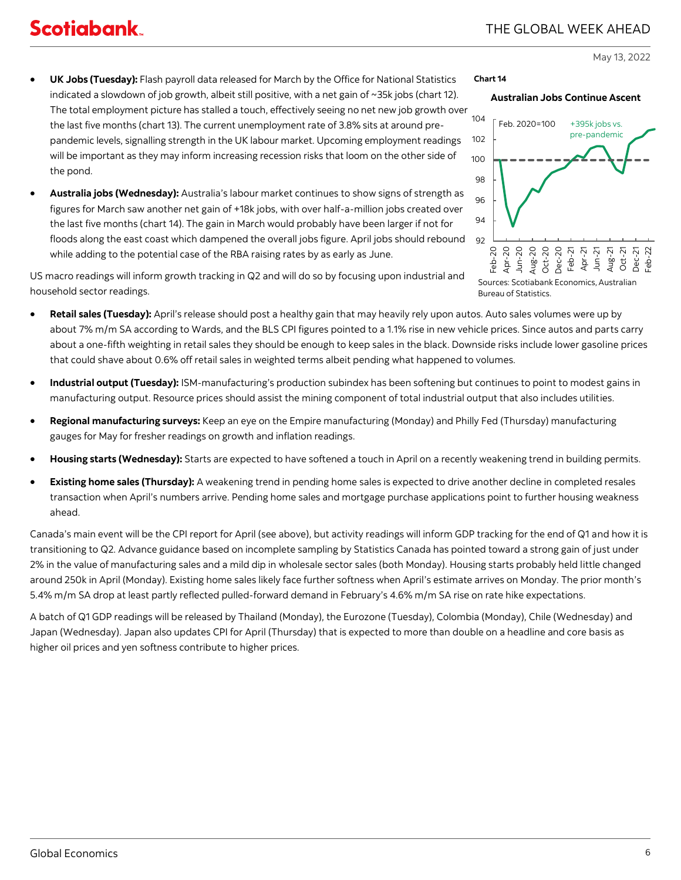- **UK Jobs (Tuesday):** Flash payroll data released for March by the Office for National Statistics indicated a slowdown of job growth, albeit still positive, with a net gain of ~35k jobs (chart 12). The total employment picture has stalled a touch, effectively seeing no net new job growth over the last five months (chart 13). The current unemployment rate of 3.8% sits at around pre-pandemic levels, signalling strength in the UK labour market. Upcoming employment readings will be important as they may inform increasing recession risks that loom on the other side of the pond.

- **Australia jobs (Wednesday):** Australia's labour market continues to show signs of strength as figures for March saw another net gain of +18k jobs, with over half-a-million jobs created over the last five months (chart 14). The gain in March would probably have been larger if not for floods along the east coast which dampened the overall jobs figure. April jobs should rebound while adding to the potential case of the RBA raising rates by as early as June.

**Chart 14**

**Australian Jobs Continue Ascent**

Feb. 2020=100

+395k jobs vs. pre-pandemic

104
102
100
98
96
94
92

Feb-20 Apr-20 Jun-20 Aug-20 Oct-20 Dec-20 Feb-21 Apr-21 Jun-21 Aug-21 Oct-21 Dec-21 Feb-22

Sources: Scotiabank Economics, Australian Bureau of Statistics.

US macro readings will inform growth tracking in Q2 and will do so by focusing upon industrial and household sector readings.

- **Retail sales (Tuesday):** April's release should post a healthy gain that may heavily rely upon autos. Auto sales volumes were up by about 7% m/m SA according to Wards, and the BLS CPI figures pointed to a 1.1% rise in new vehicle prices. Since autos and parts carry about a one-fifth weighting in retail sales they should be enough to keep sales in the black. Downside risks include lower gasoline prices that could shave about 0.6% off retail sales in weighted terms albeit pending what happened to volumes.

- **Industrial output (Tuesday):** ISM-manufacturing's production subindex has been softening but continues to point to modest gains in manufacturing output. Resource prices should assist the mining component of total industrial output that also includes utilities.

- **Regional manufacturing surveys:** Keep an eye on the Empire manufacturing (Monday) and Philly Fed (Thursday) manufacturing gauges for May for fresher readings on growth and inflation readings.

- **Housing starts (Wednesday):** Starts are expected to have softened a touch in April on a recently weakening trend in building permits.

- **Existing home sales (Thursday):** A weakening trend in pending home sales is expected to drive another decline in completed resales transaction when April's numbers arrive. Pending home sales and mortgage purchase applications point to further housing weakness ahead.

Canada's main event will be the CPI report for April (see above), but activity readings will inform GDP tracking for the end of Q1 and how it is transitioning to Q2. Advance guidance based on incomplete sampling by Statistics Canada has pointed toward a strong gain of just under 2% in the value of manufacturing sales and a mild dip in wholesale sector sales (both Monday). Housing starts probably held little changed around 250k in April (Monday). Existing home sales likely face further softness when April's estimate arrives on Monday. The prior month's 5.4% m/m SA drop at least partly reflected pulled-forward demand in February's 4.6% m/m SA rise on rate hike expectations.

A batch of Q1 GDP readings will be released by Thailand (Monday), the Eurozone (Tuesday), Colombia (Monday), Chile (Wednesday) and Japan (Wednesday). Japan also updates CPI for April (Thursday) that is expected to more than double on a headline and core basis as higher oil prices and yen softness contribute to higher prices.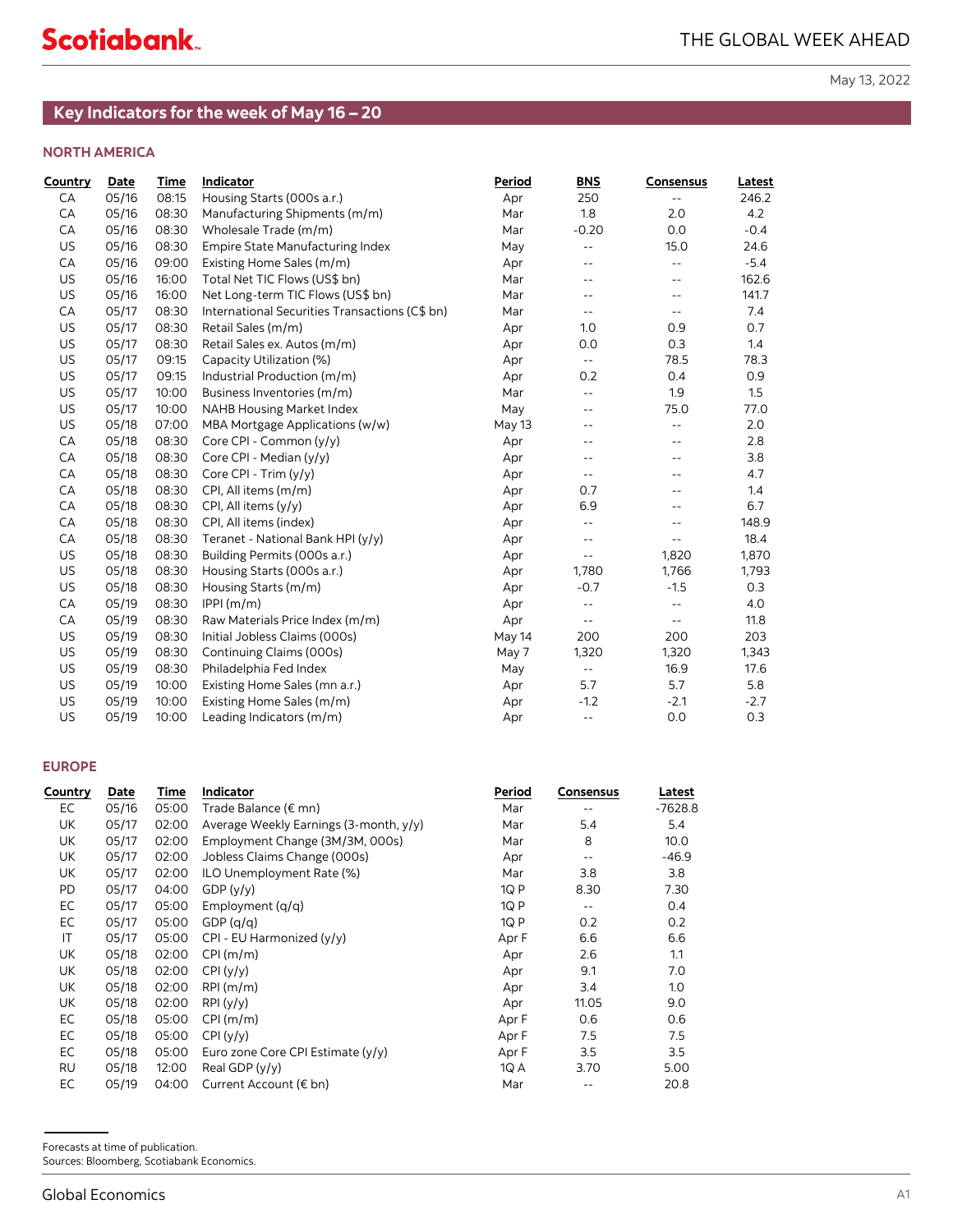## Key Indicators for the week of May 16 – 20

### NORTH AMERICA

| Country | Date | Time | Indicator | Period | BNS | Consensus | Latest |
|---|---|---|---|---|---|---|---|
| CA | 05/16 | 08:15 | Housing Starts (000s a.r.) | Apr | 250 | -- | 246.2 |
| CA | 05/16 | 08:30 | Manufacturing Shipments (m/m) | Mar | 1.8 | 2.0 | 4.2 |
| CA | 05/16 | 08:30 | Wholesale Trade (m/m) | Mar | -0.20 | 0.0 | -0.4 |
| US | 05/16 | 08:30 | Empire State Manufacturing Index | May | -- | 15.0 | 24.6 |
| CA | 05/16 | 09:00 | Existing Home Sales (m/m) | Apr | -- | -- | -5.4 |
| US | 05/16 | 16:00 | Total Net TIC Flows (US$ bn) | Mar | -- | -- | 162.6 |
| US | 05/16 | 16:00 | Net Long-term TIC Flows (US$ bn) | Mar | -- | -- | 141.7 |
| CA | 05/17 | 08:30 | International Securities Transactions (C$ bn) | Mar | -- | -- | 7.4 |
| US | 05/17 | 08:30 | Retail Sales (m/m) | Apr | 1.0 | 0.9 | 0.7 |
| US | 05/17 | 08:30 | Retail Sales ex. Autos (m/m) | Apr | 0.0 | 0.3 | 1.4 |
| US | 05/17 | 09:15 | Capacity Utilization (%) | Apr | -- | 78.5 | 78.3 |
| US | 05/17 | 09:15 | Industrial Production (m/m) | Apr | 0.2 | 0.4 | 0.9 |
| US | 05/17 | 10:00 | Business Inventories (m/m) | Mar | -- | 1.9 | 1.5 |
| US | 05/17 | 10:00 | NAHB Housing Market Index | May | -- | 75.0 | 77.0 |
| US | 05/18 | 07:00 | MBA Mortgage Applications (w/w) | May 13 | -- | -- | 2.0 |
| CA | 05/18 | 08:30 | Core CPI - Common (y/y) | Apr | -- | -- | 2.8 |
| CA | 05/18 | 08:30 | Core CPI - Median (y/y) | Apr | -- | -- | 3.8 |
| CA | 05/18 | 08:30 | Core CPI - Trim (y/y) | Apr | -- | -- | 4.7 |
| CA | 05/18 | 08:30 | CPI, All items (m/m) | Apr | 0.7 | -- | 1.4 |
| CA | 05/18 | 08:30 | CPI, All items (y/y) | Apr | 6.9 | -- | 6.7 |
| CA | 05/18 | 08:30 | CPI, All items (index) | Apr | -- | -- | 148.9 |
| CA | 05/18 | 08:30 | Teranet - National Bank HPI (y/y) | Apr | -- | -- | 18.4 |
| US | 05/18 | 08:30 | Building Permits (000s a.r.) | Apr | -- | 1,820 | 1,870 |
| US | 05/18 | 08:30 | Housing Starts (000s a.r.) | Apr | 1,780 | 1,766 | 1,793 |
| US | 05/18 | 08:30 | Housing Starts (m/m) | Apr | -0.7 | -1.5 | 0.3 |
| CA | 05/19 | 08:30 | IPPI (m/m) | Apr | -- | -- | 4.0 |
| CA | 05/19 | 08:30 | Raw Materials Price Index (m/m) | Apr | -- | -- | 11.8 |
| US | 05/19 | 08:30 | Initial Jobless Claims (000s) | May 14 | 200 | 200 | 203 |
| US | 05/19 | 08:30 | Continuing Claims (000s) | May 7 | 1,320 | 1,320 | 1,343 |
| US | 05/19 | 08:30 | Philadelphia Fed Index | May | -- | 16.9 | 17.6 |
| US | 05/19 | 10:00 | Existing Home Sales (mn a.r.) | Apr | 5.7 | 5.7 | 5.8 |
| US | 05/19 | 10:00 | Existing Home Sales (m/m) | Apr | -1.2 | -2.1 | -2.7 |
| US | 05/19 | 10:00 | Leading Indicators (m/m) | Apr | -- | 0.0 | 0.3 |

### EUROPE

| Country | Date | Time | Indicator | Period | Consensus | Latest |
|---|---|---|---|---|---|---|
| EC | 05/16 | 05:00 | Trade Balance (€ mn) | Mar | -- | -7628.8 |
| UK | 05/17 | 02:00 | Average Weekly Earnings (3-month, y/y) | Mar | 5.4 | 5.4 |
| UK | 05/17 | 02:00 | Employment Change (3M/3M, 000s) | Mar | 8 | 10.0 |
| UK | 05/17 | 02:00 | Jobless Claims Change (000s) | Apr | -- | -46.9 |
| UK | 05/17 | 02:00 | ILO Unemployment Rate (%) | Mar | 3.8 | 3.8 |
| PD | 05/17 | 04:00 | GDP (y/y) | 1Q P | 8.30 | 7.30 |
| EC | 05/17 | 05:00 | Employment (q/q) | 1Q P | -- | 0.4 |
| EC | 05/17 | 05:00 | GDP (q/q) | 1Q P | 0.2 | 0.2 |
| IT | 05/17 | 05:00 | CPI - EU Harmonized (y/y) | Apr F | 6.6 | 6.6 |
| UK | 05/18 | 02:00 | CPI (m/m) | Apr | 2.6 | 1.1 |
| UK | 05/18 | 02:00 | CPI (y/y) | Apr | 9.1 | 7.0 |
| UK | 05/18 | 02:00 | RPI (m/m) | Apr | 3.4 | 1.0 |
| UK | 05/18 | 02:00 | RPI (y/y) | Apr | 11.05 | 9.0 |
| EC | 05/18 | 05:00 | CPI (m/m) | Apr F | 0.6 | 0.6 |
| EC | 05/18 | 05:00 | CPI (y/y) | Apr F | 7.5 | 7.5 |
| EC | 05/18 | 05:00 | Euro zone Core CPI Estimate (y/y) | Apr F | 3.5 | 3.5 |
| RU | 05/18 | 12:00 | Real GDP (y/y) | 1Q A | 3.70 | 5.00 |
| EC | 05/19 | 04:00 | Current Account (€ bn) | Mar | -- | 20.8 |

Forecasts at time of publication.
Sources: Bloomberg, Scotiabank Economics.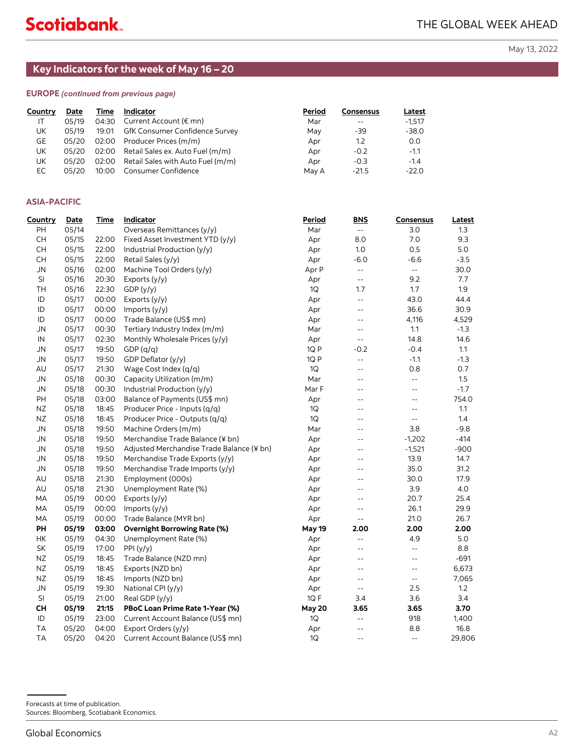May 13, 2022

## Key Indicators for the week of May 16 – 20

### EUROPE *(continued from previous page)*

| Country | Date | Time | Indicator | Period | Consensus | Latest |
|---|---|---|---|---|---|---|
| IT | 05/19 | 04:30 | Current Account (€ mn) | Mar | -- | -1,517 |
| UK | 05/19 | 19:01 | GfK Consumer Confidence Survey | May | -39 | -38.0 |
| GE | 05/20 | 02:00 | Producer Prices (m/m) | Apr | 1.2 | 0.0 |
| UK | 05/20 | 02:00 | Retail Sales ex. Auto Fuel (m/m) | Apr | -0.2 | -1.1 |
| UK | 05/20 | 02:00 | Retail Sales with Auto Fuel (m/m) | Apr | -0.3 | -1.4 |
| EC | 05/20 | 10:00 | Consumer Confidence | May A | -21.5 | -22.0 |

### ASIA-PACIFIC

| Country | Date | Time | Indicator | Period | BNS | Consensus | Latest |
|---|---|---|---|---|---|---|---|
| PH | 05/14 | | Overseas Remittances (y/y) | Mar | -- | 3.0 | 1.3 |
| CH | 05/15 | 22:00 | Fixed Asset Investment YTD (y/y) | Apr | 8.0 | 7.0 | 9.3 |
| CH | 05/15 | 22:00 | Industrial Production (y/y) | Apr | 1.0 | 0.5 | 5.0 |
| CH | 05/15 | 22:00 | Retail Sales (y/y) | Apr | -6.0 | -6.6 | -3.5 |
| JN | 05/16 | 02:00 | Machine Tool Orders (y/y) | Apr P | -- | -- | 30.0 |
| SI | 05/16 | 20:30 | Exports (y/y) | Apr | -- | 9.2 | 7.7 |
| TH | 05/16 | 22:30 | GDP (y/y) | 1Q | 1.7 | 1.7 | 1.9 |
| ID | 05/17 | 00:00 | Exports (y/y) | Apr | -- | 43.0 | 44.4 |
| ID | 05/17 | 00:00 | Imports (y/y) | Apr | -- | 36.6 | 30.9 |
| ID | 05/17 | 00:00 | Trade Balance (US$ mn) | Apr | -- | 4,116 | 4,529 |
| JN | 05/17 | 00:30 | Tertiary Industry Index (m/m) | Mar | -- | 1.1 | -1.3 |
| IN | 05/17 | 02:30 | Monthly Wholesale Prices (y/y) | Apr | -- | 14.8 | 14.6 |
| JN | 05/17 | 19:50 | GDP (q/q) | 1Q P | -0.2 | -0.4 | 1.1 |
| JN | 05/17 | 19:50 | GDP Deflator (y/y) | 1Q P | -- | -1.1 | -1.3 |
| AU | 05/17 | 21:30 | Wage Cost Index (q/q) | 1Q | -- | 0.8 | 0.7 |
| JN | 05/18 | 00:30 | Capacity Utilization (m/m) | Mar | -- | -- | 1.5 |
| JN | 05/18 | 00:30 | Industrial Production (y/y) | Mar F | -- | -- | -1.7 |
| PH | 05/18 | 03:00 | Balance of Payments (US$ mn) | Apr | -- | -- | 754.0 |
| NZ | 05/18 | 18:45 | Producer Price - Inputs (q/q) | 1Q | -- | -- | 1.1 |
| NZ | 05/18 | 18:45 | Producer Price - Outputs (q/q) | 1Q | -- | -- | 1.4 |
| JN | 05/18 | 19:50 | Machine Orders (m/m) | Mar | -- | 3.8 | -9.8 |
| JN | 05/18 | 19:50 | Merchandise Trade Balance (¥ bn) | Apr | -- | -1,202 | -414 |
| JN | 05/18 | 19:50 | Adjusted Merchandise Trade Balance (¥ bn) | Apr | -- | -1,521 | -900 |
| JN | 05/18 | 19:50 | Merchandise Trade Exports (y/y) | Apr | -- | 13.9 | 14.7 |
| JN | 05/18 | 19:50 | Merchandise Trade Imports (y/y) | Apr | -- | 35.0 | 31.2 |
| AU | 05/18 | 21:30 | Employment (000s) | Apr | -- | 30.0 | 17.9 |
| AU | 05/18 | 21:30 | Unemployment Rate (%) | Apr | -- | 3.9 | 4.0 |
| MA | 05/19 | 00:00 | Exports (y/y) | Apr | -- | 20.7 | 25.4 |
| MA | 05/19 | 00:00 | Imports (y/y) | Apr | -- | 26.1 | 29.9 |
| MA | 05/19 | 00:00 | Trade Balance (MYR bn) | Apr | -- | 21.0 | 26.7 |
| **PH** | **05/19** | **03:00** | **Overnight Borrowing Rate (%)** | **May 19** | **2.00** | **2.00** | **2.00** |
| HK | 05/19 | 04:30 | Unemployment Rate (%) | Apr | -- | 4.9 | 5.0 |
| SK | 05/19 | 17:00 | PPI (y/y) | Apr | -- | -- | 8.8 |
| NZ | 05/19 | 18:45 | Trade Balance (NZD mn) | Apr | -- | -- | -691 |
| NZ | 05/19 | 18:45 | Exports (NZD bn) | Apr | -- | -- | 6,673 |
| NZ | 05/19 | 18:45 | Imports (NZD bn) | Apr | -- | -- | 7,065 |
| JN | 05/19 | 19:30 | National CPI (y/y) | Apr | -- | 2.5 | 1.2 |
| SI | 05/19 | 21:00 | Real GDP (y/y) | 1Q F | 3.4 | 3.6 | 3.4 |
| **CH** | **05/19** | **21:15** | **PBoC Loan Prime Rate 1-Year (%)** | **May 20** | **3.65** | **3.65** | **3.70** |
| ID | 05/19 | 23:00 | Current Account Balance (US$ mn) | 1Q | -- | 918 | 1,400 |
| TA | 05/20 | 04:00 | Export Orders (y/y) | Apr | -- | 8.8 | 16.8 |
| TA | 05/20 | 04:20 | Current Account Balance (US$ mn) | 1Q | -- | -- | 29,806 |

Forecasts at time of publication.
Sources: Bloomberg, Scotiabank Economics.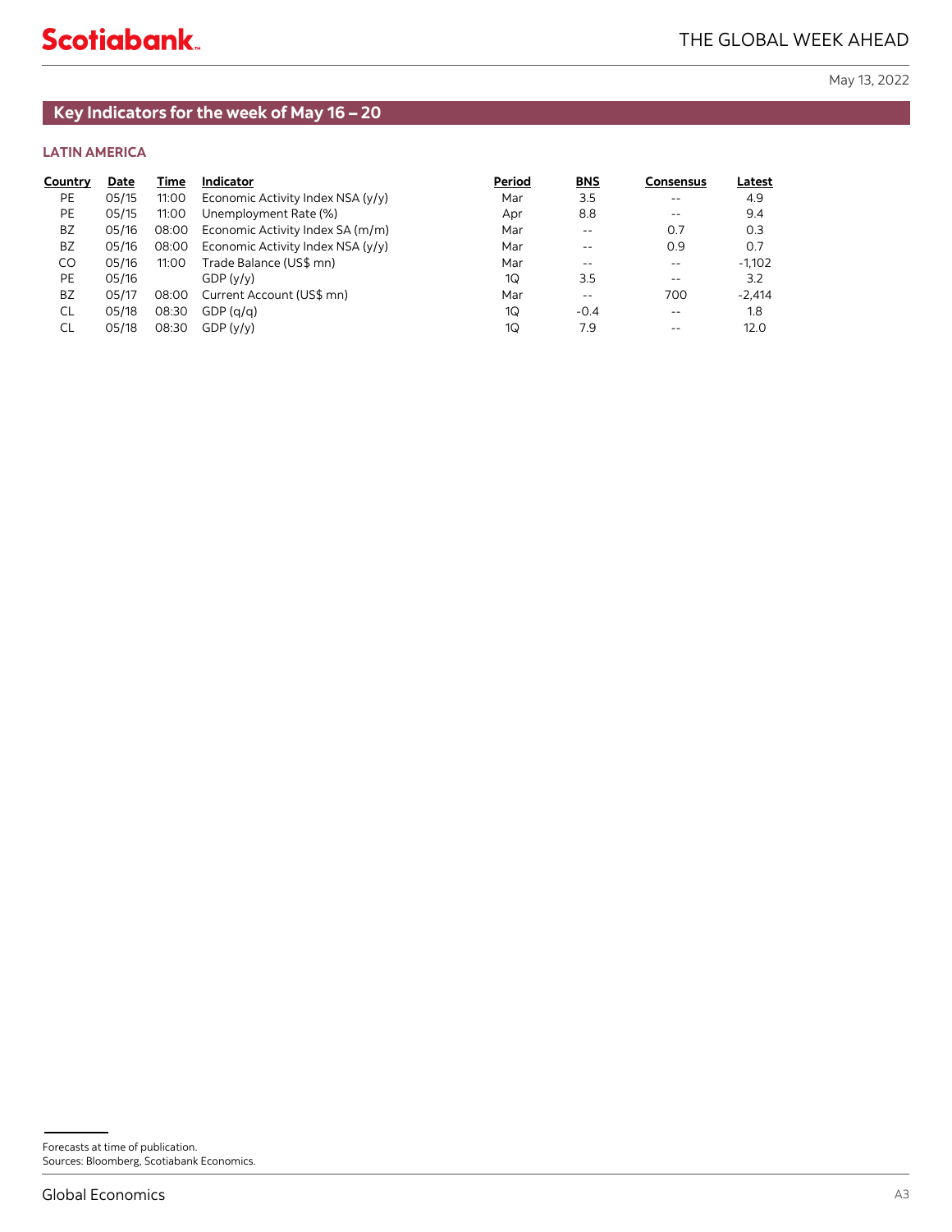## Key Indicators for the week of May 16 – 20

### LATIN AMERICA

| Country | Date | Time | Indicator | Period | BNS | Consensus | Latest |
|---|---|---|---|---|---|---|---|
| PE | 05/15 | 11:00 | Economic Activity Index NSA (y/y) | Mar | 3.5 | -- | 4.9 |
| PE | 05/15 | 11:00 | Unemployment Rate (%) | Apr | 8.8 | -- | 9.4 |
| BZ | 05/16 | 08:00 | Economic Activity Index SA (m/m) | Mar | -- | 0.7 | 0.3 |
| BZ | 05/16 | 08:00 | Economic Activity Index NSA (y/y) | Mar | -- | 0.9 | 0.7 |
| CO | 05/16 | 11:00 | Trade Balance (US$ mn) | Mar | -- | -- | -1,102 |
| PE | 05/16 | | GDP (y/y) | 1Q | 3.5 | -- | 3.2 |
| BZ | 05/17 | 08:00 | Current Account (US$ mn) | Mar | -- | 700 | -2,414 |
| CL | 05/18 | 08:30 | GDP (q/q) | 1Q | -0.4 | -- | 1.8 |
| CL | 05/18 | 08:30 | GDP (y/y) | 1Q | 7.9 | -- | 12.0 |

Forecasts at time of publication.
Sources: Bloomberg, Scotiabank Economics.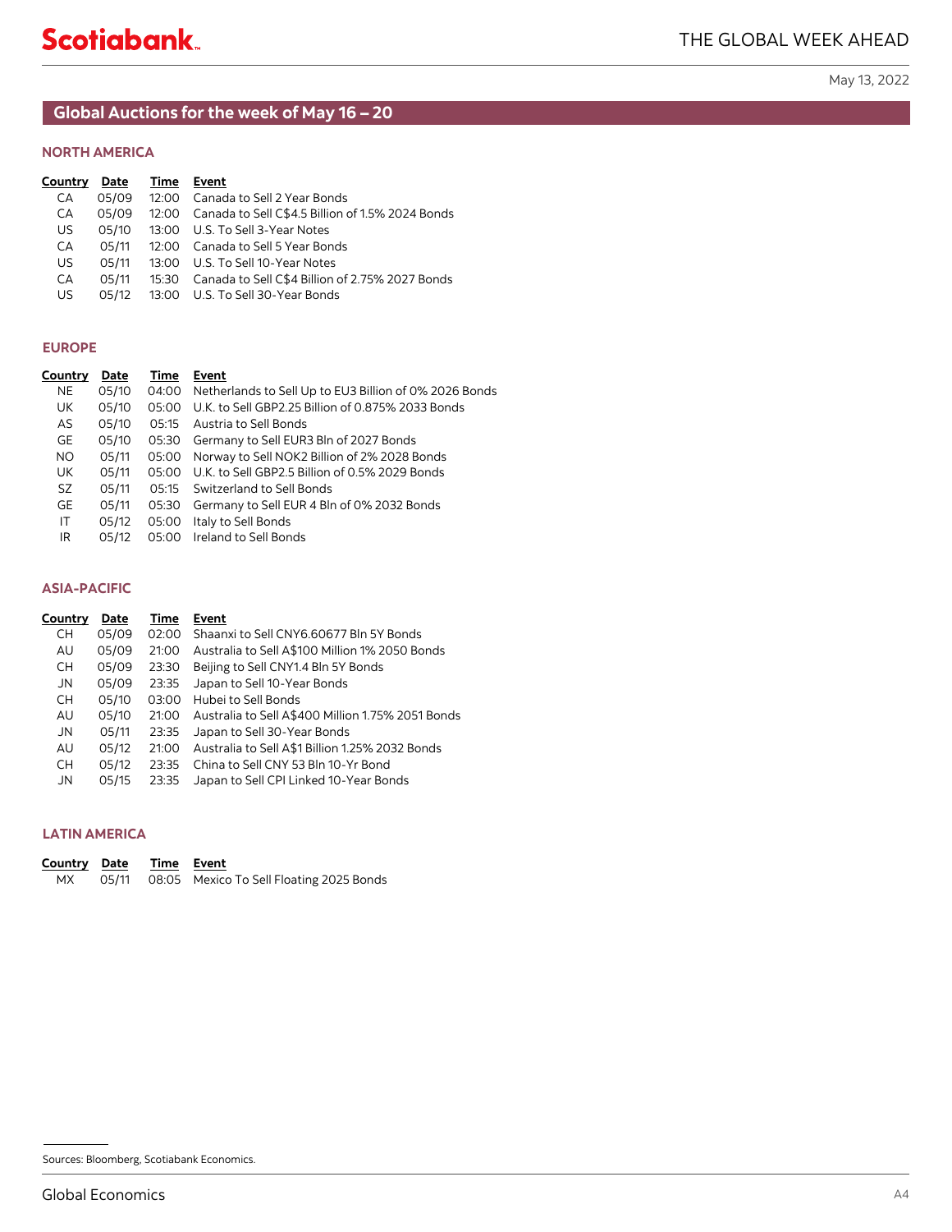## Global Auctions for the week of May 16 – 20

### NORTH AMERICA

| Country | Date | Time | Event |
|---|---|---|---|
| CA | 05/09 | 12:00 | Canada to Sell 2 Year Bonds |
| CA | 05/09 | 12:00 | Canada to Sell C$4.5 Billion of 1.5% 2024 Bonds |
| US | 05/10 | 13:00 | U.S. To Sell 3-Year Notes |
| CA | 05/11 | 12:00 | Canada to Sell 5 Year Bonds |
| US | 05/11 | 13:00 | U.S. To Sell 10-Year Notes |
| CA | 05/11 | 15:30 | Canada to Sell C$4 Billion of 2.75% 2027 Bonds |
| US | 05/12 | 13:00 | U.S. To Sell 30-Year Bonds |

### EUROPE

| Country | Date | Time | Event |
|---|---|---|---|
| NE | 05/10 | 04:00 | Netherlands to Sell Up to EU3 Billion of 0% 2026 Bonds |
| UK | 05/10 | 05:00 | U.K. to Sell GBP2.25 Billion of 0.875% 2033 Bonds |
| AS | 05/10 | 05:15 | Austria to Sell Bonds |
| GE | 05/10 | 05:30 | Germany to Sell EUR3 Bln of 2027 Bonds |
| NO | 05/11 | 05:00 | Norway to Sell NOK2 Billion of 2% 2028 Bonds |
| UK | 05/11 | 05:00 | U.K. to Sell GBP2.5 Billion of 0.5% 2029 Bonds |
| SZ | 05/11 | 05:15 | Switzerland to Sell Bonds |
| GE | 05/11 | 05:30 | Germany to Sell EUR 4 Bln of 0% 2032 Bonds |
| IT | 05/12 | 05:00 | Italy to Sell Bonds |
| IR | 05/12 | 05:00 | Ireland to Sell Bonds |

### ASIA-PACIFIC

| Country | Date | Time | Event |
|---|---|---|---|
| CH | 05/09 | 02:00 | Shaanxi to Sell CNY6.60677 Bln 5Y Bonds |
| AU | 05/09 | 21:00 | Australia to Sell A$100 Million 1% 2050 Bonds |
| CH | 05/09 | 23:30 | Beijing to Sell CNY1.4 Bln 5Y Bonds |
| JN | 05/09 | 23:35 | Japan to Sell 10-Year Bonds |
| CH | 05/10 | 03:00 | Hubei to Sell Bonds |
| AU | 05/10 | 21:00 | Australia to Sell A$400 Million 1.75% 2051 Bonds |
| JN | 05/11 | 23:35 | Japan to Sell 30-Year Bonds |
| AU | 05/12 | 21:00 | Australia to Sell A$1 Billion 1.25% 2032 Bonds |
| CH | 05/12 | 23:35 | China to Sell CNY 53 Bln 10-Yr Bond |
| JN | 05/15 | 23:35 | Japan to Sell CPI Linked 10-Year Bonds |

### LATIN AMERICA

| Country | Date | Time | Event |
|---|---|---|---|
| MX | 05/11 | 08:05 | Mexico To Sell Floating 2025 Bonds |

Sources: Bloomberg, Scotiabank Economics.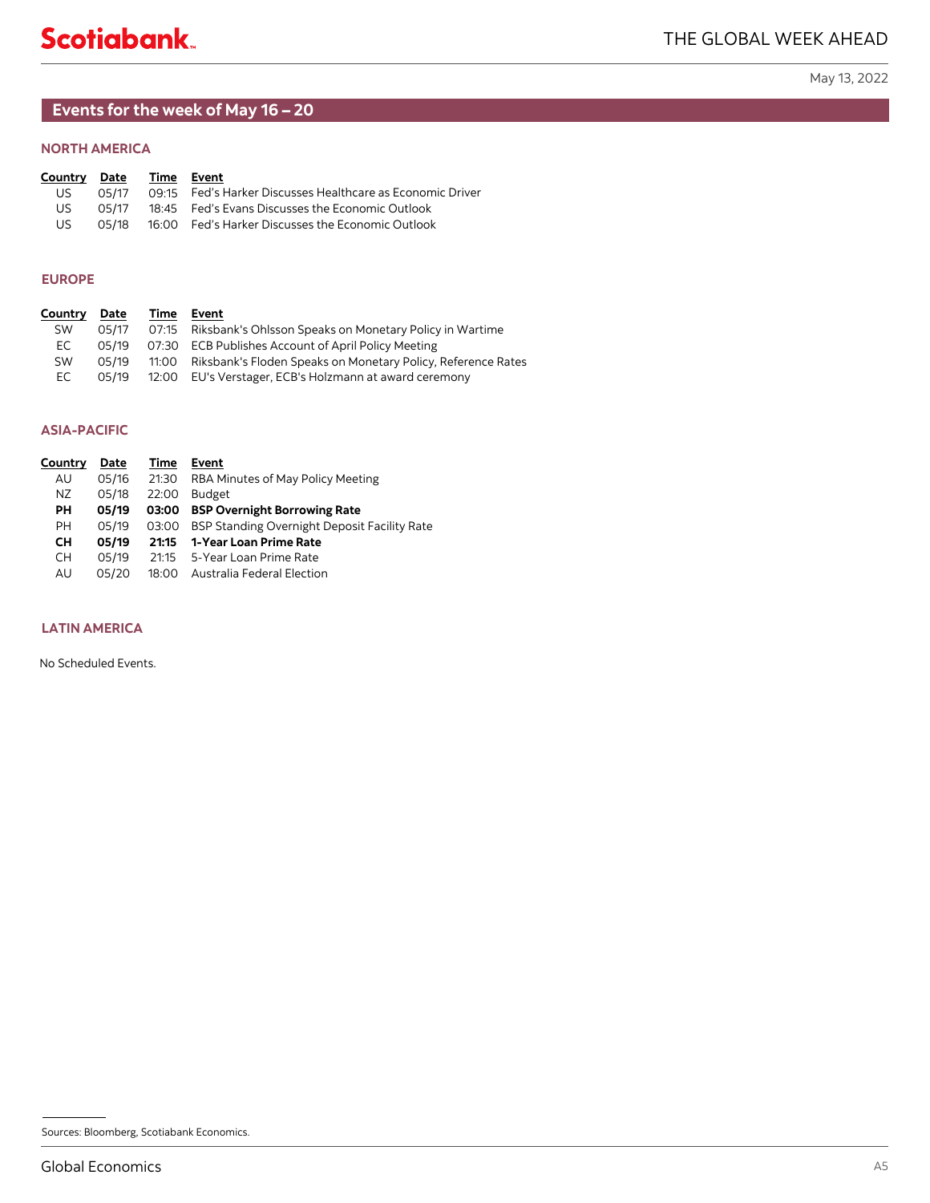## Events for the week of May 16 – 20

### NORTH AMERICA

| Country | Date | Time | Event |
|---|---|---|---|
| US | 05/17 | 09:15 | Fed's Harker Discusses Healthcare as Economic Driver |
| US | 05/17 | 18:45 | Fed's Evans Discusses the Economic Outlook |
| US | 05/18 | 16:00 | Fed's Harker Discusses the Economic Outlook |

### EUROPE

| Country | Date | Time | Event |
|---|---|---|---|
| SW | 05/17 | 07:15 | Riksbank's Ohlsson Speaks on Monetary Policy in Wartime |
| EC | 05/19 | 07:30 | ECB Publishes Account of April Policy Meeting |
| SW | 05/19 | 11:00 | Riksbank's Floden Speaks on Monetary Policy, Reference Rates |
| EC | 05/19 | 12:00 | EU's Verstager, ECB's Holzmann at award ceremony |

### ASIA-PACIFIC

| Country | Date | Time | Event |
|---|---|---|---|
| AU | 05/16 | 21:30 | RBA Minutes of May Policy Meeting |
| NZ | 05/18 | 22:00 | Budget |
| **PH** | **05/19** | **03:00** | **BSP Overnight Borrowing Rate** |
| PH | 05/19 | 03:00 | BSP Standing Overnight Deposit Facility Rate |
| **CH** | **05/19** | **21:15** | **1-Year Loan Prime Rate** |
| CH | 05/19 | 21:15 | 5-Year Loan Prime Rate |
| AU | 05/20 | 18:00 | Australia Federal Election |

### LATIN AMERICA

No Scheduled Events.

Sources: Bloomberg, Scotiabank Economics.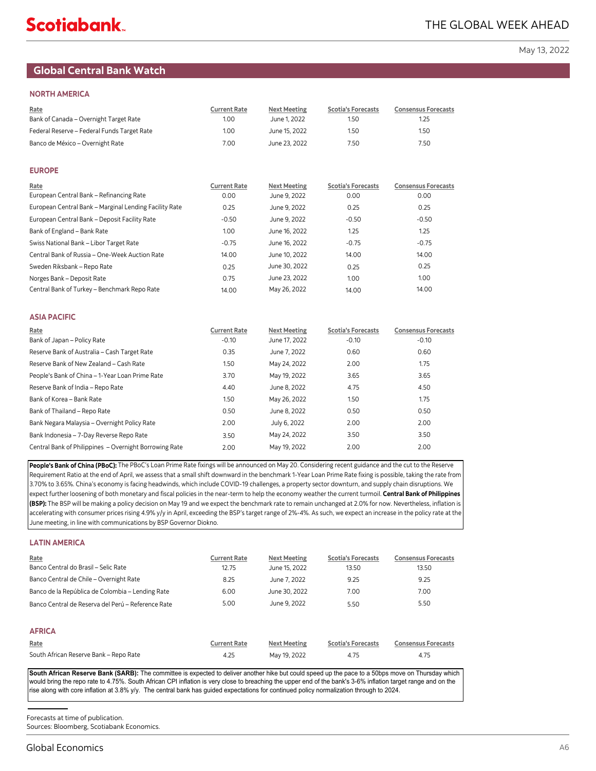May 13, 2022

## Global Central Bank Watch

### NORTH AMERICA

| Rate | Current Rate | Next Meeting | Scotia's Forecasts | Consensus Forecasts |
|---|---|---|---|---|
| Bank of Canada – Overnight Target Rate | 1.00 | June 1, 2022 | 1.50 | 1.25 |
| Federal Reserve – Federal Funds Target Rate | 1.00 | June 15, 2022 | 1.50 | 1.50 |
| Banco de México – Overnight Rate | 7.00 | June 23, 2022 | 7.50 | 7.50 |

### EUROPE

| Rate | Current Rate | Next Meeting | Scotia's Forecasts | Consensus Forecasts |
|---|---|---|---|---|
| European Central Bank – Refinancing Rate | 0.00 | June 9, 2022 | 0.00 | 0.00 |
| European Central Bank – Marginal Lending Facility Rate | 0.25 | June 9, 2022 | 0.25 | 0.25 |
| European Central Bank – Deposit Facility Rate | -0.50 | June 9, 2022 | -0.50 | -0.50 |
| Bank of England – Bank Rate | 1.00 | June 16, 2022 | 1.25 | 1.25 |
| Swiss National Bank – Libor Target Rate | -0.75 | June 16, 2022 | -0.75 | -0.75 |
| Central Bank of Russia – One-Week Auction Rate | 14.00 | June 10, 2022 | 14.00 | 14.00 |
| Sweden Riksbank – Repo Rate | 0.25 | June 30, 2022 | 0.25 | 0.25 |
| Norges Bank – Deposit Rate | 0.75 | June 23, 2022 | 1.00 | 1.00 |
| Central Bank of Turkey – Benchmark Repo Rate | 14.00 | May 26, 2022 | 14.00 | 14.00 |

### ASIA PACIFIC

| Rate | Current Rate | Next Meeting | Scotia's Forecasts | Consensus Forecasts |
|---|---|---|---|---|
| Bank of Japan – Policy Rate | -0.10 | June 17, 2022 | -0.10 | -0.10 |
| Reserve Bank of Australia – Cash Target Rate | 0.35 | June 7, 2022 | 0.60 | 0.60 |
| Reserve Bank of New Zealand – Cash Rate | 1.50 | May 24, 2022 | 2.00 | 1.75 |
| People's Bank of China – 1-Year Loan Prime Rate | 3.70 | May 19, 2022 | 3.65 | 3.65 |
| Reserve Bank of India – Repo Rate | 4.40 | June 8, 2022 | 4.75 | 4.50 |
| Bank of Korea – Bank Rate | 1.50 | May 26, 2022 | 1.50 | 1.75 |
| Bank of Thailand – Repo Rate | 0.50 | June 8, 2022 | 0.50 | 0.50 |
| Bank Negara Malaysia – Overnight Policy Rate | 2.00 | July 6, 2022 | 2.00 | 2.00 |
| Bank Indonesia – 7-Day Reverse Repo Rate | 3.50 | May 24, 2022 | 3.50 | 3.50 |
| Central Bank of Philippines – Overnight Borrowing Rate | 2.00 | May 19, 2022 | 2.00 | 2.00 |

**People's Bank of China (PBoC):** The PBoC's Loan Prime Rate fixings will be announced on May 20. Considering recent guidance and the cut to the Reserve Requirement Ratio at the end of April, we assess that a small shift downward in the benchmark 1-Year Loan Prime Rate fixing is possible, taking the rate from 3.70% to 3.65%. China's economy is facing headwinds, which include COVID-19 challenges, a property sector downturn, and supply chain disruptions. We expect further loosening of both monetary and fiscal policies in the near-term to help the economy weather the current turmoil. **Central Bank of Philippines (BSP):** The BSP will be making a policy decision on May 19 and we expect the benchmark rate to remain unchanged at 2.0% for now. Nevertheless, inflation is accelerating with consumer prices rising 4.9% y/y in April, exceeding the BSP's target range of 2%-4%. As such, we expect an increase in the policy rate at the June meeting, in line with communications by BSP Governor Diokno.

### LATIN AMERICA

| Rate | Current Rate | Next Meeting | Scotia's Forecasts | Consensus Forecasts |
|---|---|---|---|---|
| Banco Central do Brasil – Selic Rate | 12.75 | June 15, 2022 | 13.50 | 13.50 |
| Banco Central de Chile – Overnight Rate | 8.25 | June 7, 2022 | 9.25 | 9.25 |
| Banco de la República de Colombia – Lending Rate | 6.00 | June 30, 2022 | 7.00 | 7.00 |
| Banco Central de Reserva del Perú – Reference Rate | 5.00 | June 9, 2022 | 5.50 | 5.50 |

### AFRICA

| Rate | Current Rate | Next Meeting | Scotia's Forecasts | Consensus Forecasts |
|---|---|---|---|---|
| South African Reserve Bank – Repo Rate | 4.25 | May 19, 2022 | 4.75 | 4.75 |

**South African Reserve Bank (SARB):** The committee is expected to deliver another hike but could speed up the pace to a 50bps move on Thursday which would bring the repo rate to 4.75%. South African CPI inflation is very close to breaching the upper end of the bank's 3-6% inflation target range and on the rise along with core inflation at 3.8% y/y. The central bank has guided expectations for continued policy normalization through to 2024.

Forecasts at time of publication.
Sources: Bloomberg, Scotiabank Economics.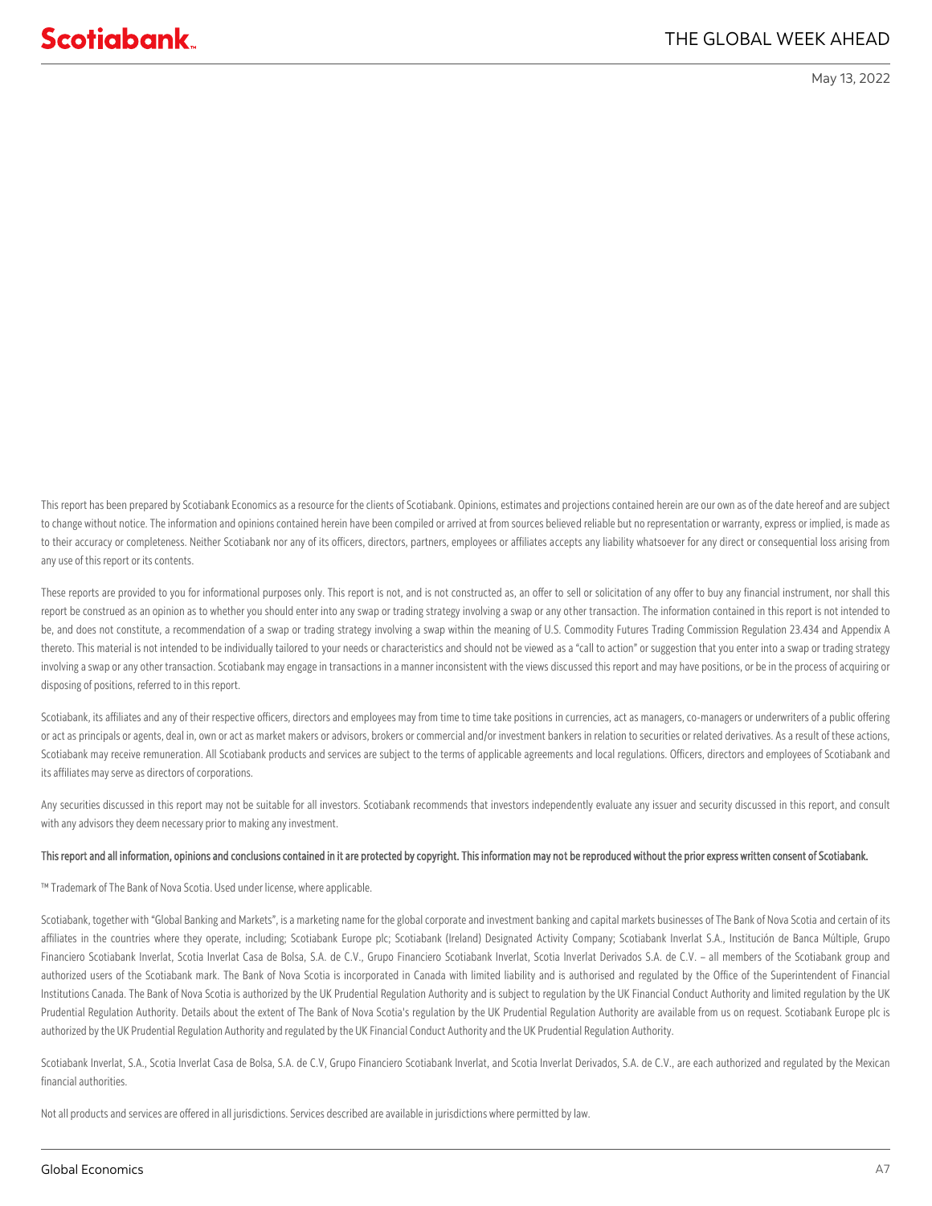This report has been prepared by Scotiabank Economics as a resource for the clients of Scotiabank. Opinions, estimates and projections contained herein are our own as of the date hereof and are subject to change without notice. The information and opinions contained herein have been compiled or arrived at from sources believed reliable but no representation or warranty, express or implied, is made as to their accuracy or completeness. Neither Scotiabank nor any of its officers, directors, partners, employees or affiliates accepts any liability whatsoever for any direct or consequential loss arising from any use of this report or its contents.

These reports are provided to you for informational purposes only. This report is not, and is not constructed as, an offer to sell or solicitation of any offer to buy any financial instrument, nor shall this report be construed as an opinion as to whether you should enter into any swap or trading strategy involving a swap or any other transaction. The information contained in this report is not intended to be, and does not constitute, a recommendation of a swap or trading strategy involving a swap within the meaning of U.S. Commodity Futures Trading Commission Regulation 23.434 and Appendix A thereto. This material is not intended to be individually tailored to your needs or characteristics and should not be viewed as a "call to action" or suggestion that you enter into a swap or trading strategy involving a swap or any other transaction. Scotiabank may engage in transactions in a manner inconsistent with the views discussed this report and may have positions, or be in the process of acquiring or disposing of positions, referred to in this report.

Scotiabank, its affiliates and any of their respective officers, directors and employees may from time to time take positions in currencies, act as managers, co-managers or underwriters of a public offering or act as principals or agents, deal in, own or act as market makers or advisors, brokers or commercial and/or investment bankers in relation to securities or related derivatives. As a result of these actions, Scotiabank may receive remuneration. All Scotiabank products and services are subject to the terms of applicable agreements and local regulations. Officers, directors and employees of Scotiabank and its affiliates may serve as directors of corporations.

Any securities discussed in this report may not be suitable for all investors. Scotiabank recommends that investors independently evaluate any issuer and security discussed in this report, and consult with any advisors they deem necessary prior to making any investment.

**This report and all information, opinions and conclusions contained in it are protected by copyright. This information may not be reproduced without the prior express written consent of Scotiabank.**

™ Trademark of The Bank of Nova Scotia. Used under license, where applicable.

Scotiabank, together with "Global Banking and Markets", is a marketing name for the global corporate and investment banking and capital markets businesses of The Bank of Nova Scotia and certain of its affiliates in the countries where they operate, including; Scotiabank Europe plc; Scotiabank (Ireland) Designated Activity Company; Scotiabank Inverlat S.A., Institución de Banca Múltiple, Grupo Financiero Scotiabank Inverlat, Scotia Inverlat Casa de Bolsa, S.A. de C.V., Grupo Financiero Scotiabank Inverlat, Scotia Inverlat Derivados S.A. de C.V. – all members of the Scotiabank group and authorized users of the Scotiabank mark. The Bank of Nova Scotia is incorporated in Canada with limited liability and is authorised and regulated by the Office of the Superintendent of Financial Institutions Canada. The Bank of Nova Scotia is authorized by the UK Prudential Regulation Authority and is subject to regulation by the UK Financial Conduct Authority and limited regulation by the UK Prudential Regulation Authority. Details about the extent of The Bank of Nova Scotia's regulation by the UK Prudential Regulation Authority are available from us on request. Scotiabank Europe plc is authorized by the UK Prudential Regulation Authority and regulated by the UK Financial Conduct Authority and the UK Prudential Regulation Authority.

Scotiabank Inverlat, S.A., Scotia Inverlat Casa de Bolsa, S.A. de C.V, Grupo Financiero Scotiabank Inverlat, and Scotia Inverlat Derivados, S.A. de C.V., are each authorized and regulated by the Mexican financial authorities.

Not all products and services are offered in all jurisdictions. Services described are available in jurisdictions where permitted by law.